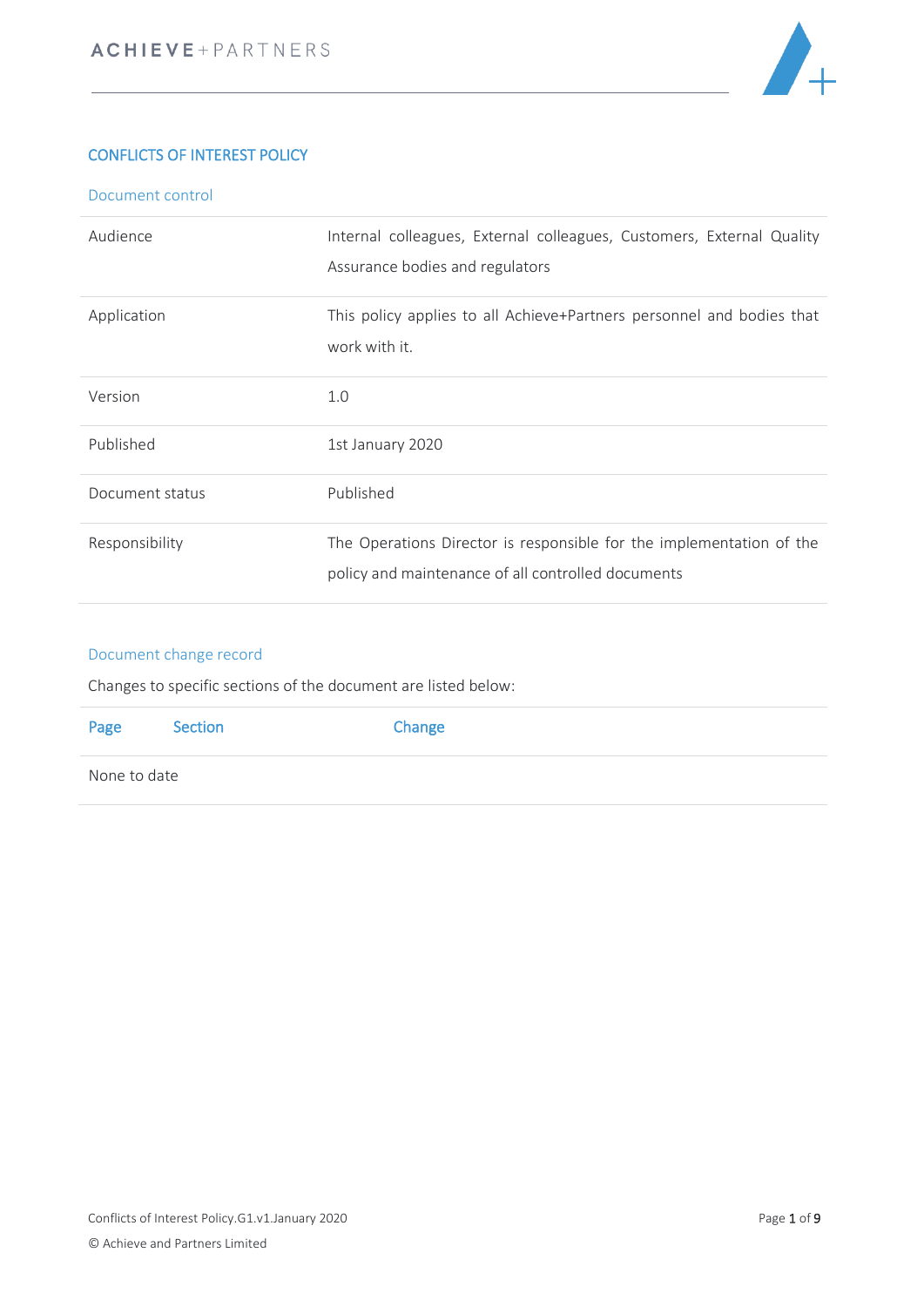# CONFLICTS OF INTEREST POLICY

## Document control

| | |
|---|---|
| Audience | Internal colleagues, External colleagues, Customers, External Quality Assurance bodies and regulators |
| Application | This policy applies to all Achieve+Partners personnel and bodies that work with it. |
| Version | 1.0 |
| Published | 1st January 2020 |
| Document status | Published |
| Responsibility | The Operations Director is responsible for the implementation of the policy and maintenance of all controlled documents |

## Document change record

Changes to specific sections of the document are listed below:

| Page | Section | Change |
|---|---|---|
| None to date | | |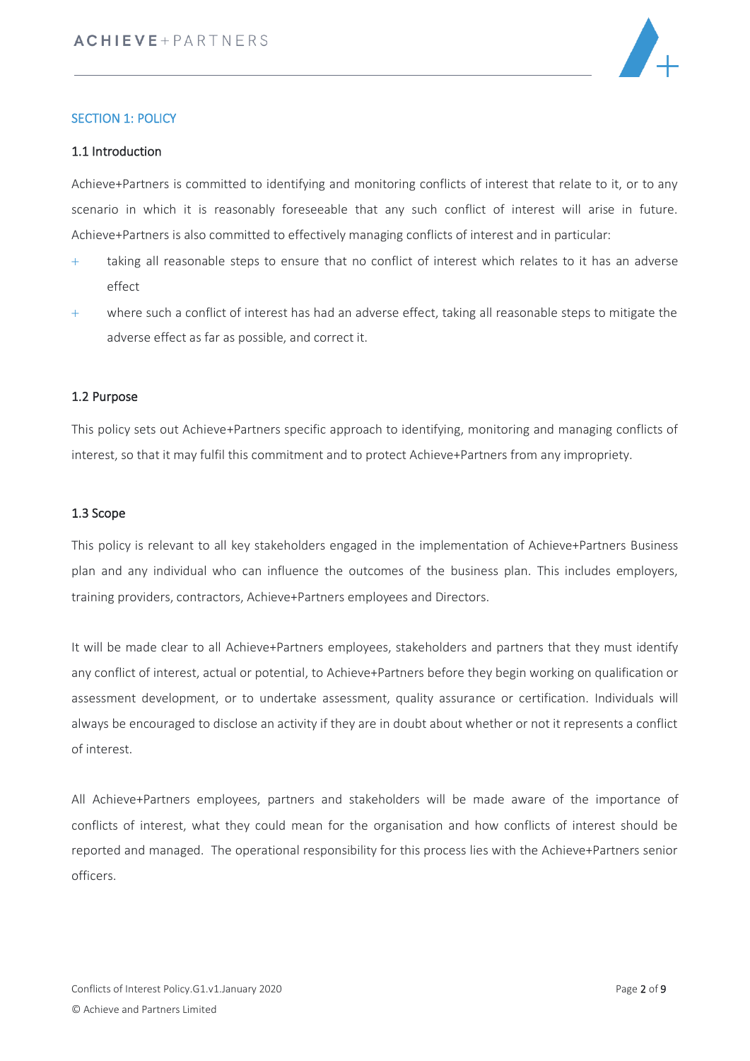## SECTION 1: POLICY

### 1.1 Introduction

Achieve+Partners is committed to identifying and monitoring conflicts of interest that relate to it, or to any scenario in which it is reasonably foreseeable that any such conflict of interest will arise in future. Achieve+Partners is also committed to effectively managing conflicts of interest and in particular:

- taking all reasonable steps to ensure that no conflict of interest which relates to it has an adverse effect
- where such a conflict of interest has had an adverse effect, taking all reasonable steps to mitigate the adverse effect as far as possible, and correct it.

### 1.2 Purpose

This policy sets out Achieve+Partners specific approach to identifying, monitoring and managing conflicts of interest, so that it may fulfil this commitment and to protect Achieve+Partners from any impropriety.

### 1.3 Scope

This policy is relevant to all key stakeholders engaged in the implementation of Achieve+Partners Business plan and any individual who can influence the outcomes of the business plan. This includes employers, training providers, contractors, Achieve+Partners employees and Directors.

It will be made clear to all Achieve+Partners employees, stakeholders and partners that they must identify any conflict of interest, actual or potential, to Achieve+Partners before they begin working on qualification or assessment development, or to undertake assessment, quality assurance or certification. Individuals will always be encouraged to disclose an activity if they are in doubt about whether or not it represents a conflict of interest.

All Achieve+Partners employees, partners and stakeholders will be made aware of the importance of conflicts of interest, what they could mean for the organisation and how conflicts of interest should be reported and managed. The operational responsibility for this process lies with the Achieve+Partners senior officers.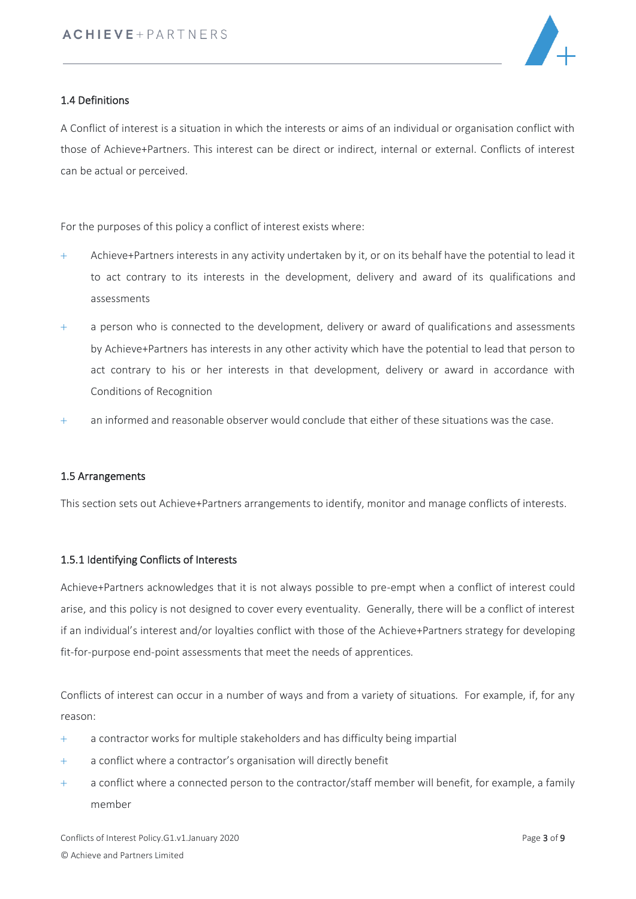### 1.4 Definitions

A Conflict of interest is a situation in which the interests or aims of an individual or organisation conflict with those of Achieve+Partners. This interest can be direct or indirect, internal or external. Conflicts of interest can be actual or perceived.

For the purposes of this policy a conflict of interest exists where:

- Achieve+Partners interests in any activity undertaken by it, or on its behalf have the potential to lead it to act contrary to its interests in the development, delivery and award of its qualifications and assessments
- a person who is connected to the development, delivery or award of qualifications and assessments by Achieve+Partners has interests in any other activity which have the potential to lead that person to act contrary to his or her interests in that development, delivery or award in accordance with Conditions of Recognition
- an informed and reasonable observer would conclude that either of these situations was the case.

### 1.5 Arrangements

This section sets out Achieve+Partners arrangements to identify, monitor and manage conflicts of interests.

#### 1.5.1 Identifying Conflicts of Interests

Achieve+Partners acknowledges that it is not always possible to pre-empt when a conflict of interest could arise, and this policy is not designed to cover every eventuality. Generally, there will be a conflict of interest if an individual's interest and/or loyalties conflict with those of the Achieve+Partners strategy for developing fit-for-purpose end-point assessments that meet the needs of apprentices.

Conflicts of interest can occur in a number of ways and from a variety of situations. For example, if, for any reason:

- a contractor works for multiple stakeholders and has difficulty being impartial
- a conflict where a contractor's organisation will directly benefit
- a conflict where a connected person to the contractor/staff member will benefit, for example, a family member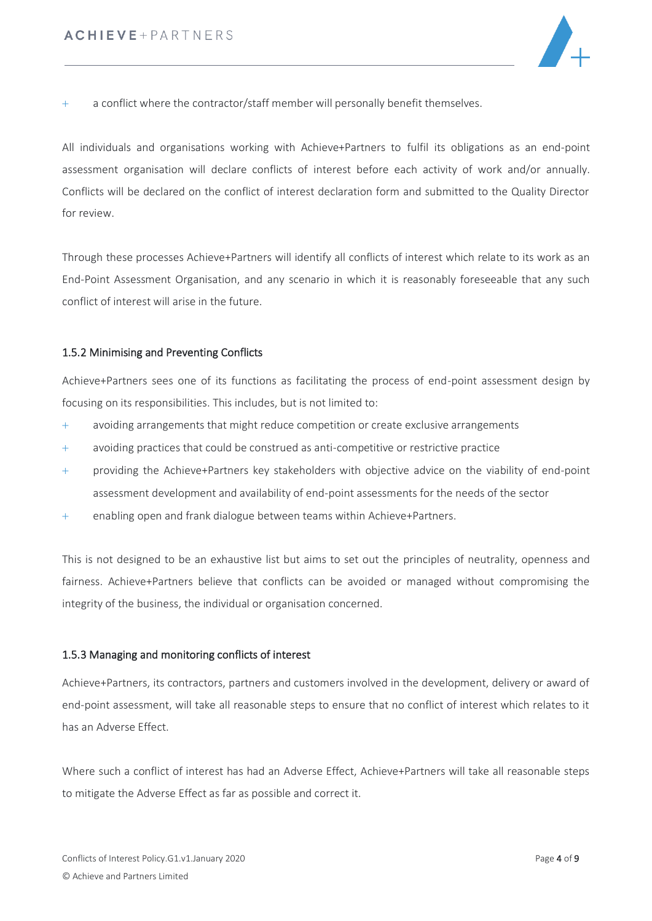- a conflict where the contractor/staff member will personally benefit themselves.

All individuals and organisations working with Achieve+Partners to fulfil its obligations as an end-point assessment organisation will declare conflicts of interest before each activity of work and/or annually. Conflicts will be declared on the conflict of interest declaration form and submitted to the Quality Director for review.

Through these processes Achieve+Partners will identify all conflicts of interest which relate to its work as an End-Point Assessment Organisation, and any scenario in which it is reasonably foreseeable that any such conflict of interest will arise in the future.

### 1.5.2 Minimising and Preventing Conflicts

Achieve+Partners sees one of its functions as facilitating the process of end-point assessment design by focusing on its responsibilities. This includes, but is not limited to:

- avoiding arrangements that might reduce competition or create exclusive arrangements
- avoiding practices that could be construed as anti-competitive or restrictive practice
- providing the Achieve+Partners key stakeholders with objective advice on the viability of end-point assessment development and availability of end-point assessments for the needs of the sector
- enabling open and frank dialogue between teams within Achieve+Partners.

This is not designed to be an exhaustive list but aims to set out the principles of neutrality, openness and fairness. Achieve+Partners believe that conflicts can be avoided or managed without compromising the integrity of the business, the individual or organisation concerned.

### 1.5.3 Managing and monitoring conflicts of interest

Achieve+Partners, its contractors, partners and customers involved in the development, delivery or award of end-point assessment, will take all reasonable steps to ensure that no conflict of interest which relates to it has an Adverse Effect.

Where such a conflict of interest has had an Adverse Effect, Achieve+Partners will take all reasonable steps to mitigate the Adverse Effect as far as possible and correct it.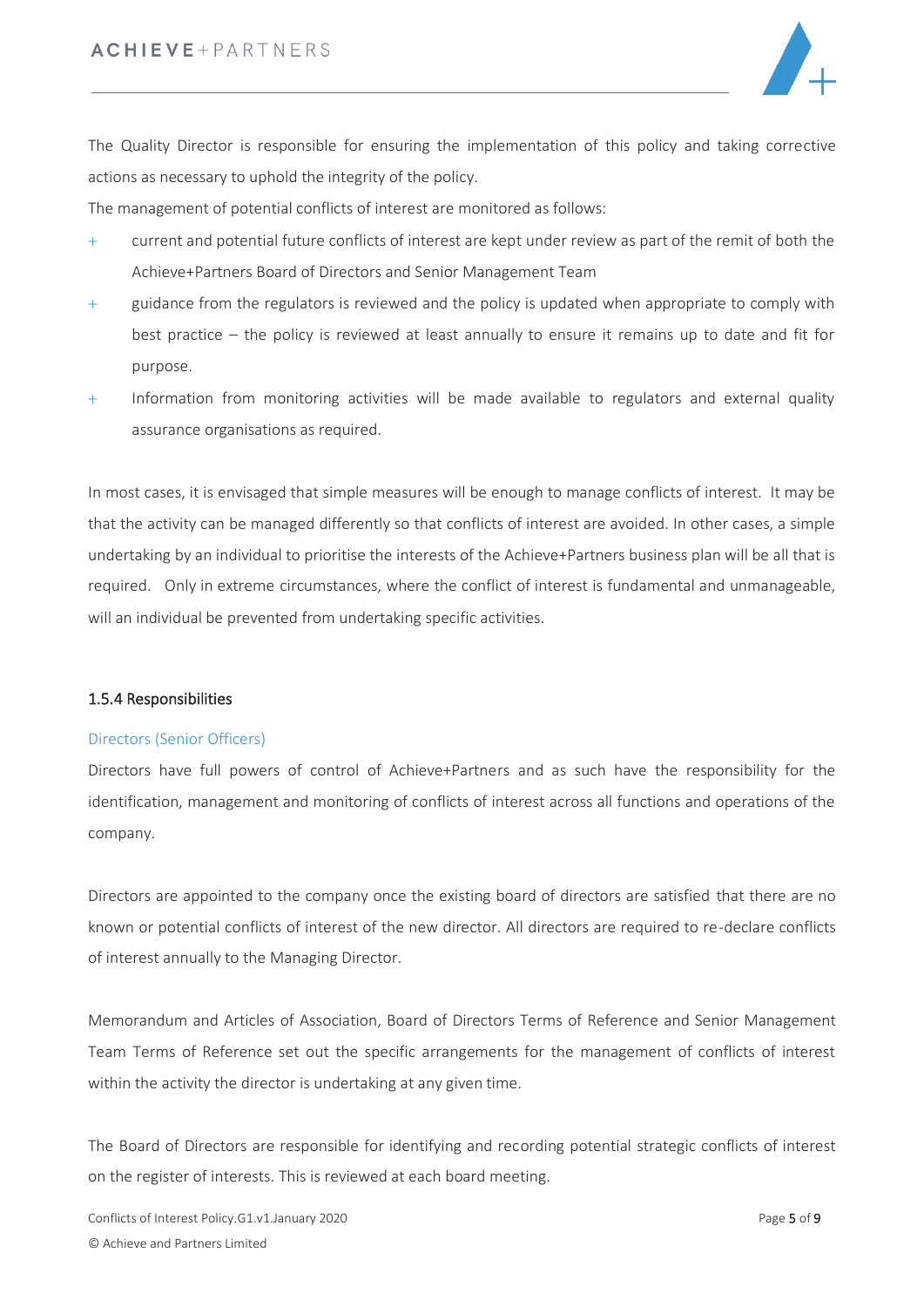The Quality Director is responsible for ensuring the implementation of this policy and taking corrective actions as necessary to uphold the integrity of the policy.

The management of potential conflicts of interest are monitored as follows:

- current and potential future conflicts of interest are kept under review as part of the remit of both the Achieve+Partners Board of Directors and Senior Management Team
- guidance from the regulators is reviewed and the policy is updated when appropriate to comply with best practice – the policy is reviewed at least annually to ensure it remains up to date and fit for purpose.
- Information from monitoring activities will be made available to regulators and external quality assurance organisations as required.

In most cases, it is envisaged that simple measures will be enough to manage conflicts of interest. It may be that the activity can be managed differently so that conflicts of interest are avoided. In other cases, a simple undertaking by an individual to prioritise the interests of the Achieve+Partners business plan will be all that is required. Only in extreme circumstances, where the conflict of interest is fundamental and unmanageable, will an individual be prevented from undertaking specific activities.

### 1.5.4 Responsibilities

#### Directors (Senior Officers)

Directors have full powers of control of Achieve+Partners and as such have the responsibility for the identification, management and monitoring of conflicts of interest across all functions and operations of the company.

Directors are appointed to the company once the existing board of directors are satisfied that there are no known or potential conflicts of interest of the new director. All directors are required to re-declare conflicts of interest annually to the Managing Director.

Memorandum and Articles of Association, Board of Directors Terms of Reference and Senior Management Team Terms of Reference set out the specific arrangements for the management of conflicts of interest within the activity the director is undertaking at any given time.

The Board of Directors are responsible for identifying and recording potential strategic conflicts of interest on the register of interests. This is reviewed at each board meeting.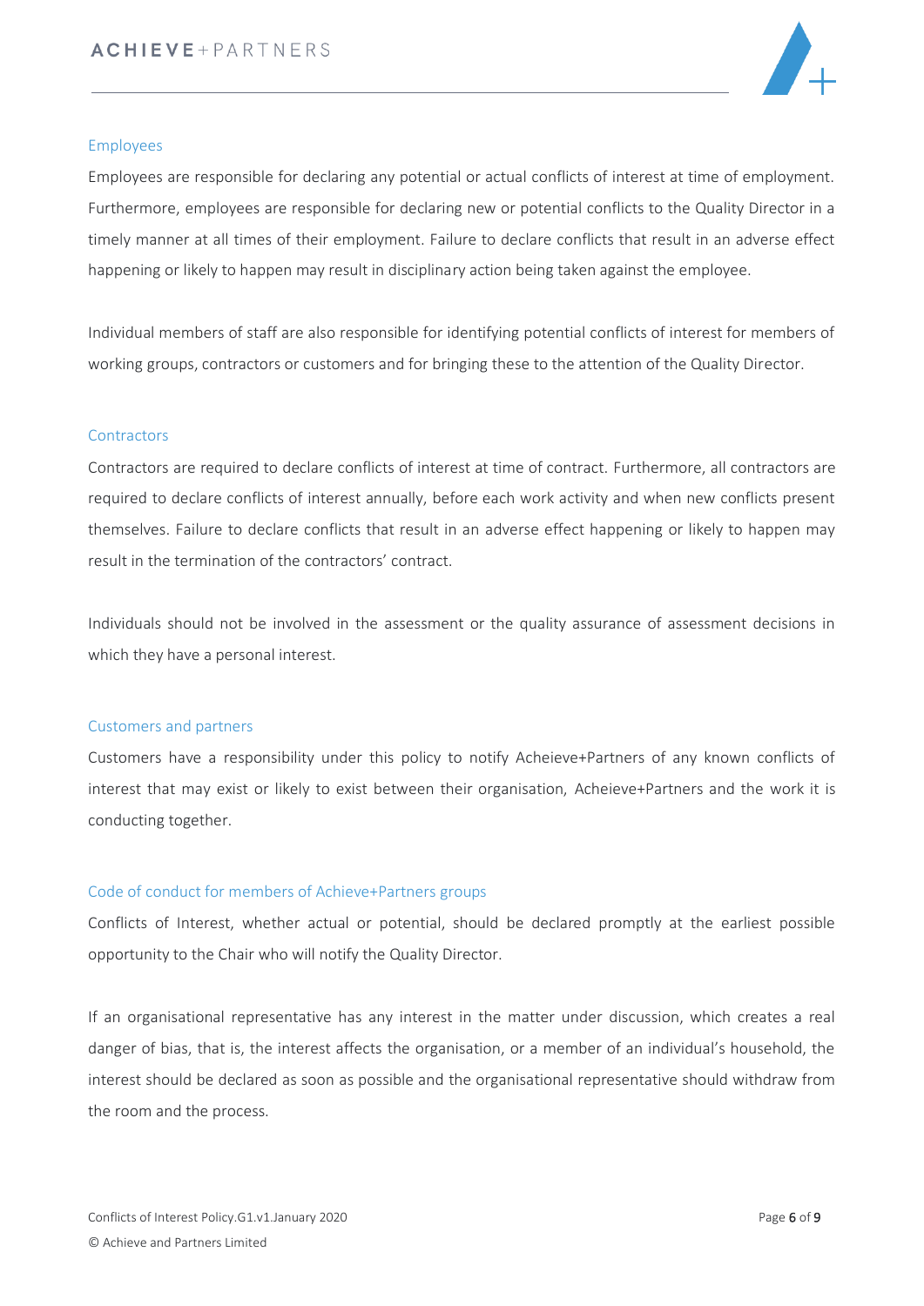### Employees

Employees are responsible for declaring any potential or actual conflicts of interest at time of employment. Furthermore, employees are responsible for declaring new or potential conflicts to the Quality Director in a timely manner at all times of their employment. Failure to declare conflicts that result in an adverse effect happening or likely to happen may result in disciplinary action being taken against the employee.

Individual members of staff are also responsible for identifying potential conflicts of interest for members of working groups, contractors or customers and for bringing these to the attention of the Quality Director.

### Contractors

Contractors are required to declare conflicts of interest at time of contract. Furthermore, all contractors are required to declare conflicts of interest annually, before each work activity and when new conflicts present themselves. Failure to declare conflicts that result in an adverse effect happening or likely to happen may result in the termination of the contractors' contract.

Individuals should not be involved in the assessment or the quality assurance of assessment decisions in which they have a personal interest.

### Customers and partners

Customers have a responsibility under this policy to notify Acheieve+Partners of any known conflicts of interest that may exist or likely to exist between their organisation, Acheieve+Partners and the work it is conducting together.

### Code of conduct for members of Achieve+Partners groups

Conflicts of Interest, whether actual or potential, should be declared promptly at the earliest possible opportunity to the Chair who will notify the Quality Director.

If an organisational representative has any interest in the matter under discussion, which creates a real danger of bias, that is, the interest affects the organisation, or a member of an individual's household, the interest should be declared as soon as possible and the organisational representative should withdraw from the room and the process.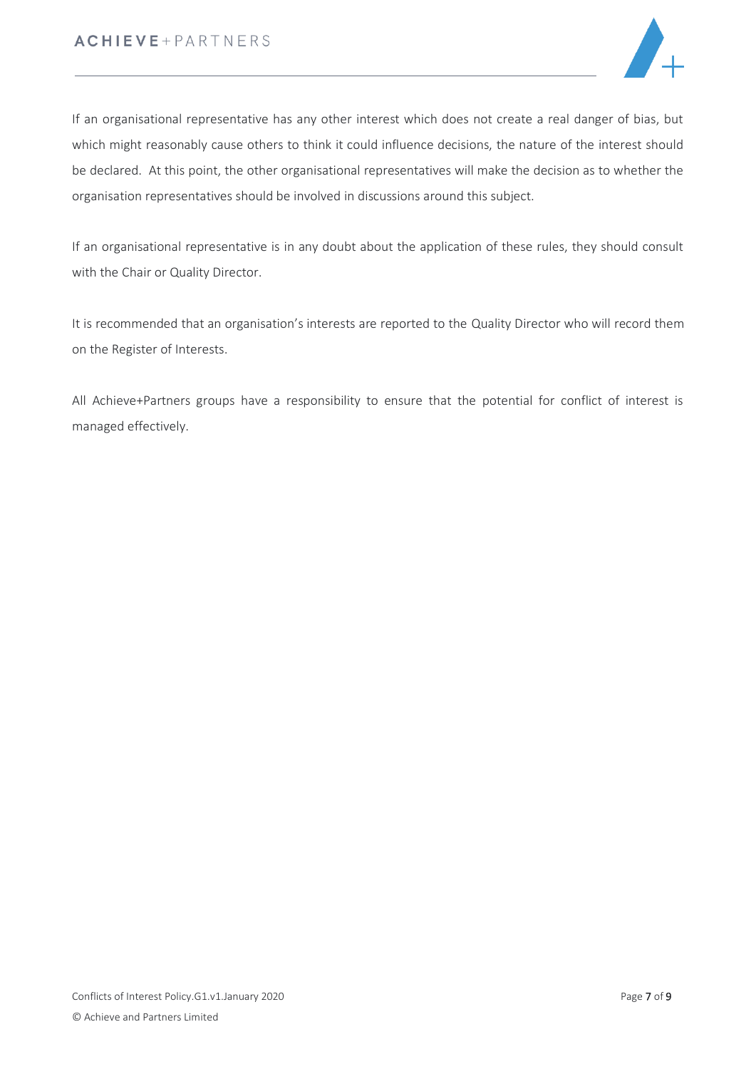If an organisational representative has any other interest which does not create a real danger of bias, but which might reasonably cause others to think it could influence decisions, the nature of the interest should be declared. At this point, the other organisational representatives will make the decision as to whether the organisation representatives should be involved in discussions around this subject.

If an organisational representative is in any doubt about the application of these rules, they should consult with the Chair or Quality Director.

It is recommended that an organisation's interests are reported to the Quality Director who will record them on the Register of Interests.

All Achieve+Partners groups have a responsibility to ensure that the potential for conflict of interest is managed effectively.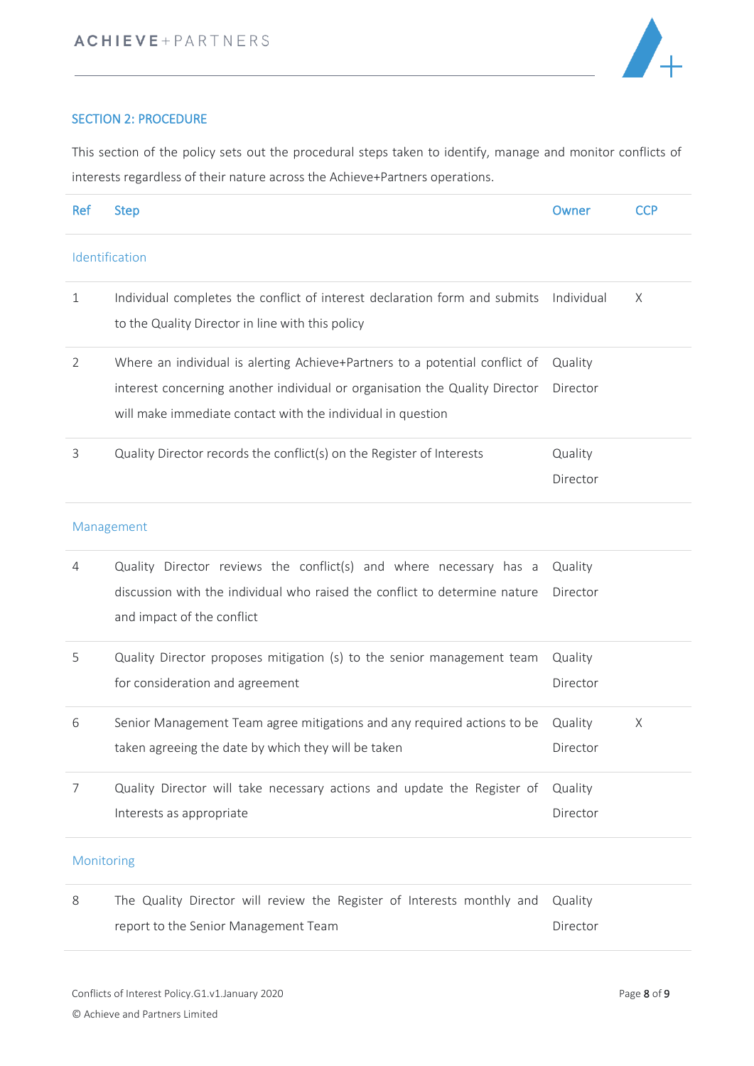## SECTION 2: PROCEDURE

This section of the policy sets out the procedural steps taken to identify, manage and monitor conflicts of interests regardless of their nature across the Achieve+Partners operations.

| Ref | Step | Owner | CCP |
|---|---|---|---|
| **Identification** | | | |
| 1 | Individual completes the conflict of interest declaration form and submits to the Quality Director in line with this policy | Individual | X |
| 2 | Where an individual is alerting Achieve+Partners to a potential conflict of interest concerning another individual or organisation the Quality Director will make immediate contact with the individual in question | Quality Director | |
| 3 | Quality Director records the conflict(s) on the Register of Interests | Quality Director | |
| **Management** | | | |
| 4 | Quality Director reviews the conflict(s) and where necessary has a discussion with the individual who raised the conflict to determine nature and impact of the conflict | Quality Director | |
| 5 | Quality Director proposes mitigation (s) to the senior management team for consideration and agreement | Quality Director | |
| 6 | Senior Management Team agree mitigations and any required actions to be taken agreeing the date by which they will be taken | Quality Director | X |
| 7 | Quality Director will take necessary actions and update the Register of Interests as appropriate | Quality Director | |
| **Monitoring** | | | |
| 8 | The Quality Director will review the Register of Interests monthly and report to the Senior Management Team | Quality Director | |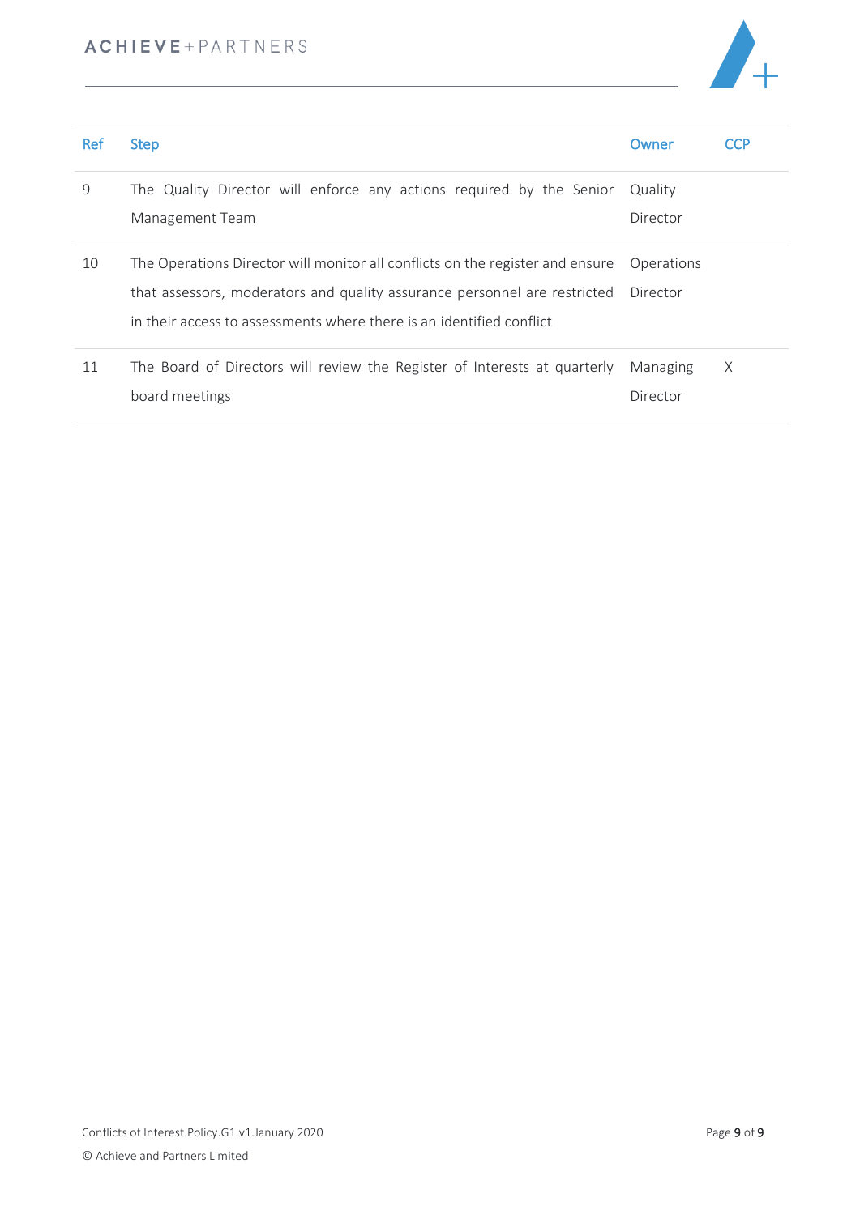| Ref | Step | Owner | CCP |
| --- | --- | --- | --- |
| 9 | The Quality Director will enforce any actions required by the Senior Management Team | Quality Director | |
| 10 | The Operations Director will monitor all conflicts on the register and ensure that assessors, moderators and quality assurance personnel are restricted in their access to assessments where there is an identified conflict | Operations Director | |
| 11 | The Board of Directors will review the Register of Interests at quarterly board meetings | Managing Director | X |